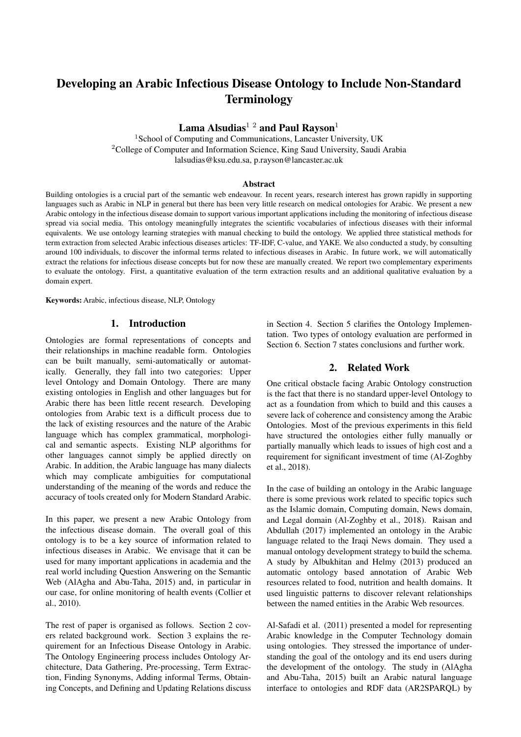# Developing an Arabic Infectious Disease Ontology to Include Non-Standard Terminology

**Lama Alsudias**[1, 2] **and Paul Rayson**[1]

[1]School of Computing and Communications, Lancaster University, UK
[2]College of Computer and Information Science, King Saud University, Saudi Arabia
lalsudias@ksu.edu.sa, p.rayson@lancaster.ac.uk

### Abstract

Building ontologies is a crucial part of the semantic web endeavour. In recent years, research interest has grown rapidly in supporting languages such as Arabic in NLP in general but there has been very little research on medical ontologies for Arabic. We present a new Arabic ontology in the infectious disease domain to support various important applications including the monitoring of infectious disease spread via social media. This ontology meaningfully integrates the scientific vocabularies of infectious diseases with their informal equivalents. We use ontology learning strategies with manual checking to build the ontology. We applied three statistical methods for term extraction from selected Arabic infectious diseases articles: TF-IDF, C-value, and YAKE. We also conducted a study, by consulting around 100 individuals, to discover the informal terms related to infectious diseases in Arabic. In future work, we will automatically extract the relations for infectious disease concepts but for now these are manually created. We report two complementary experiments to evaluate the ontology. First, a quantitative evaluation of the term extraction results and an additional qualitative evaluation by a domain expert.

**Keywords:** Arabic, infectious disease, NLP, Ontology

## 1. Introduction

Ontologies are formal representations of concepts and their relationships in machine readable form. Ontologies can be built manually, semi-automatically or automatically. Generally, they fall into two categories: Upper level Ontology and Domain Ontology. There are many existing ontologies in English and other languages but for Arabic there has been little recent research. Developing ontologies from Arabic text is a difficult process due to the lack of existing resources and the nature of the Arabic language which has complex grammatical, morphological and semantic aspects. Existing NLP algorithms for other languages cannot simply be applied directly on Arabic. In addition, the Arabic language has many dialects which may complicate ambiguities for computational understanding of the meaning of the words and reduce the accuracy of tools created only for Modern Standard Arabic.

In this paper, we present a new Arabic Ontology from the infectious disease domain. The overall goal of this ontology is to be a key source of information related to infectious diseases in Arabic. We envisage that it can be used for many important applications in academia and the real world including Question Answering on the Semantic Web (AlAgha and Abu-Taha, 2015) and, in particular in our case, for online monitoring of health events (Collier et al., 2010).

The rest of paper is organised as follows. Section 2 covers related background work. Section 3 explains the requirement for an Infectious Disease Ontology in Arabic. The Ontology Engineering process includes Ontology Architecture, Data Gathering, Pre-processing, Term Extraction, Finding Synonyms, Adding informal Terms, Obtaining Concepts, and Defining and Updating Relations discuss in Section 4. Section 5 clarifies the Ontology Implementation. Two types of ontology evaluation are performed in Section 6. Section 7 states conclusions and further work.

## 2. Related Work

One critical obstacle facing Arabic Ontology construction is the fact that there is no standard upper-level Ontology to act as a foundation from which to build and this causes a severe lack of coherence and consistency among the Arabic Ontologies. Most of the previous experiments in this field have structured the ontologies either fully manually or partially manually which leads to issues of high cost and a requirement for significant investment of time (Al-Zoghby et al., 2018).

In the case of building an ontology in the Arabic language there is some previous work related to specific topics such as the Islamic domain, Computing domain, News domain, and Legal domain (Al-Zoghby et al., 2018). Raisan and Abdullah (2017) implemented an ontology in the Arabic language related to the Iraqi News domain. They used a manual ontology development strategy to build the schema. A study by Albukhitan and Helmy (2013) produced an automatic ontology based annotation of Arabic Web resources related to food, nutrition and health domains. It used linguistic patterns to discover relevant relationships between the named entities in the Arabic Web resources.

Al-Safadi et al. (2011) presented a model for representing Arabic knowledge in the Computer Technology domain using ontologies. They stressed the importance of understanding the goal of the ontology and its end users during the development of the ontology. The study in (AlAgha and Abu-Taha, 2015) built an Arabic natural language interface to ontologies and RDF data (AR2SPARQL) by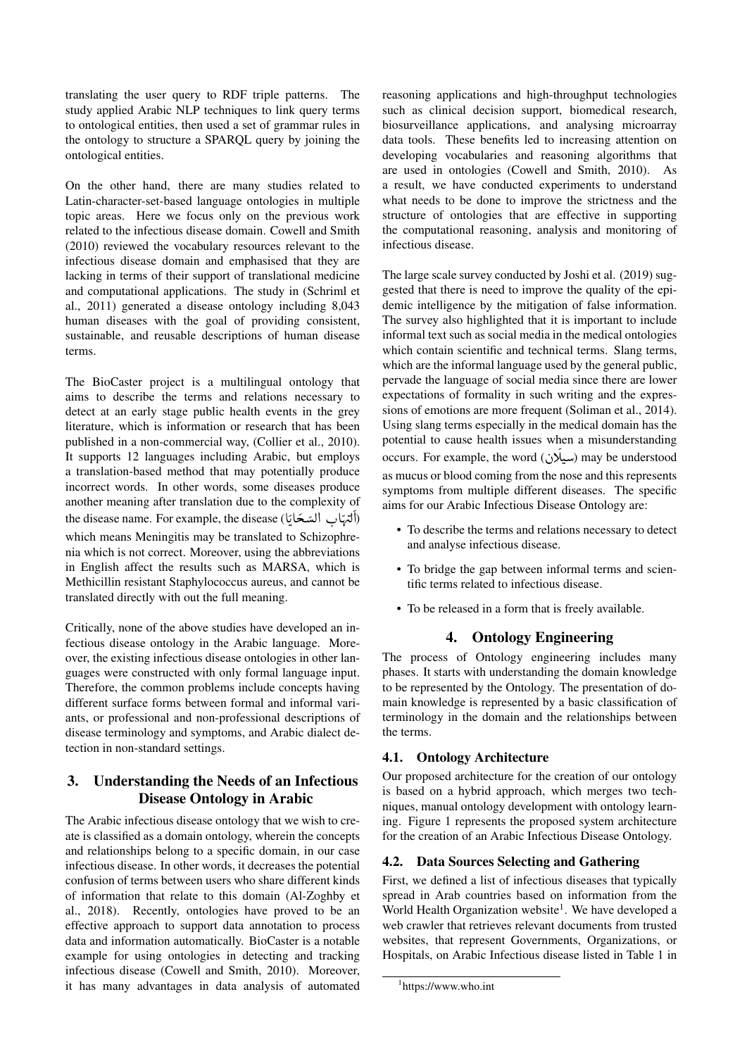translating the user query to RDF triple patterns. The study applied Arabic NLP techniques to link query terms to ontological entities, then used a set of grammar rules in the ontology to structure a SPARQL query by joining the ontological entities.

On the other hand, there are many studies related to Latin-character-set-based language ontologies in multiple topic areas. Here we focus only on the previous work related to the infectious disease domain. Cowell and Smith (2010) reviewed the vocabulary resources relevant to the infectious disease domain and emphasised that they are lacking in terms of their support of translational medicine and computational applications. The study in (Schriml et al., 2011) generated a disease ontology including 8,043 human diseases with the goal of providing consistent, sustainable, and reusable descriptions of human disease terms.

The BioCaster project is a multilingual ontology that aims to describe the terms and relations necessary to detect at an early stage public health events in the grey literature, which is information or research that has been published in a non-commercial way, (Collier et al., 2010). It supports 12 languages including Arabic, but employs a translation-based method that may potentially produce incorrect words. In other words, some diseases produce another meaning after translation due to the complexity of the disease name. For example, the disease (اَلْتِهَاب السَحَايَا) which means Meningitis may be translated to Schizophrenia which is not correct. Moreover, using the abbreviations in English affect the results such as MARSA, which is Methicillin resistant Staphylococcus aureus, and cannot be translated directly with out the full meaning.

Critically, none of the above studies have developed an infectious disease ontology in the Arabic language. Moreover, the existing infectious disease ontologies in other languages were constructed with only formal language input. Therefore, the common problems include concepts having different surface forms between formal and informal variants, or professional and non-professional descriptions of disease terminology and symptoms, and Arabic dialect detection in non-standard settings.

## 3. Understanding the Needs of an Infectious Disease Ontology in Arabic

The Arabic infectious disease ontology that we wish to create is classified as a domain ontology, wherein the concepts and relationships belong to a specific domain, in our case infectious disease. In other words, it decreases the potential confusion of terms between users who share different kinds of information that relate to this domain (Al-Zoghby et al., 2018). Recently, ontologies have proved to be an effective approach to support data annotation to process data and information automatically. BioCaster is a notable example for using ontologies in detecting and tracking infectious disease (Cowell and Smith, 2010). Moreover, it has many advantages in data analysis of automated reasoning applications and high-throughput technologies such as clinical decision support, biomedical research, biosurveillance applications, and analysing microarray data tools. These benefits led to increasing attention on developing vocabularies and reasoning algorithms that are used in ontologies (Cowell and Smith, 2010). As a result, we have conducted experiments to understand what needs to be done to improve the strictness and the structure of ontologies that are effective in supporting the computational reasoning, analysis and monitoring of infectious disease.

The large scale survey conducted by Joshi et al. (2019) suggested that there is need to improve the quality of the epidemic intelligence by the mitigation of false information. The survey also highlighted that it is important to include informal text such as social media in the medical ontologies which contain scientific and technical terms. Slang terms, which are the informal language used by the general public, pervade the language of social media since there are lower expectations of formality in such writing and the expressions of emotions are more frequent (Soliman et al., 2014). Using slang terms especially in the medical domain has the potential to cause health issues when a misunderstanding occurs. For example, the word (سيَلان) may be understood as mucus or blood coming from the nose and this represents symptoms from multiple different diseases. The specific aims for our Arabic Infectious Disease Ontology are:

- To describe the terms and relations necessary to detect and analyse infectious disease.
- To bridge the gap between informal terms and scientific terms related to infectious disease.
- To be released in a form that is freely available.

## 4. Ontology Engineering

The process of Ontology engineering includes many phases. It starts with understanding the domain knowledge to be represented by the Ontology. The presentation of domain knowledge is represented by a basic classification of terminology in the domain and the relationships between the terms.

### 4.1. Ontology Architecture

Our proposed architecture for the creation of our ontology is based on a hybrid approach, which merges two techniques, manual ontology development with ontology learning. Figure 1 represents the proposed system architecture for the creation of an Arabic Infectious Disease Ontology.

### 4.2. Data Sources Selecting and Gathering

First, we defined a list of infectious diseases that typically spread in Arab countries based on information from the World Health Organization website[1]. We have developed a web crawler that retrieves relevant documents from trusted websites, that represent Governments, Organizations, or Hospitals, on Arabic Infectious disease listed in Table 1 in

[1] https://www.who.int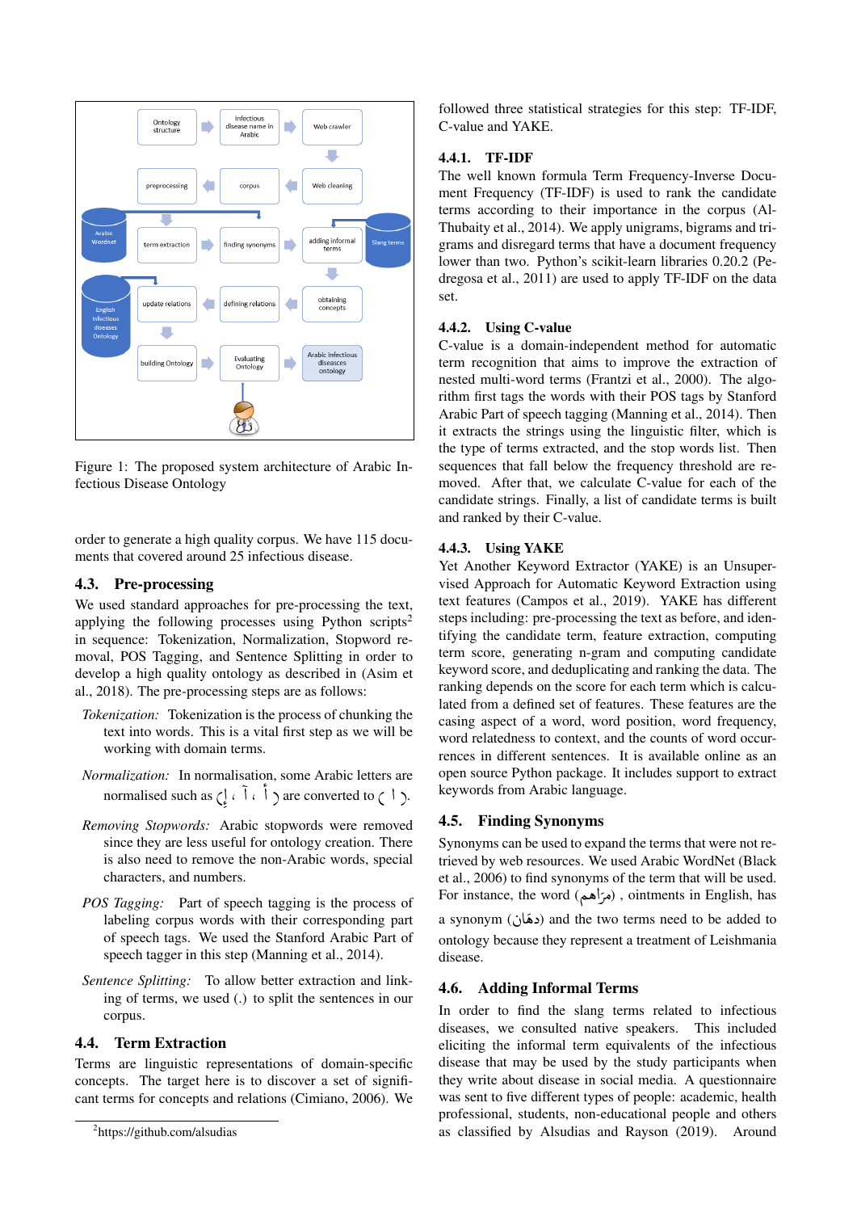Figure 1: The proposed system architecture of Arabic Infectious Disease Ontology

order to generate a high quality corpus. We have 115 documents that covered around 25 infectious disease.

### 4.3. Pre-processing

We used standard approaches for pre-processing the text, applying the following processes using Python scripts[2] in sequence: Tokenization, Normalization, Stopword removal, POS Tagging, and Sentence Splitting in order to develop a high quality ontology as described in (Asim et al., 2018). The pre-processing steps are as follows:

*Tokenization:* Tokenization is the process of chunking the text into words. This is a vital first step as we will be working with domain terms.

*Normalization:* In normalisation, some Arabic letters are normalised such as ( أ ، آ ، إ ) are converted to ( ا ).

*Removing Stopwords:* Arabic stopwords were removed since they are less useful for ontology creation. There is also need to remove the non-Arabic words, special characters, and numbers.

*POS Tagging:* Part of speech tagging is the process of labeling corpus words with their corresponding part of speech tags. We used the Stanford Arabic Part of speech tagger in this step (Manning et al., 2014).

*Sentence Splitting:* To allow better extraction and linking of terms, we used (.) to split the sentences in our corpus.

### 4.4. Term Extraction

Terms are linguistic representations of domain-specific concepts. The target here is to discover a set of significant terms for concepts and relations (Cimiano, 2006). We followed three statistical strategies for this step: TF-IDF, C-value and YAKE.

#### 4.4.1. TF-IDF

The well known formula Term Frequency-Inverse Document Frequency (TF-IDF) is used to rank the candidate terms according to their importance in the corpus (Al-Thubaity et al., 2014). We apply unigrams, bigrams and trigrams and disregard terms that have a document frequency lower than two. Python's scikit-learn libraries 0.20.2 (Pedregosa et al., 2011) are used to apply TF-IDF on the data set.

#### 4.4.2. Using C-value

C-value is a domain-independent method for automatic term recognition that aims to improve the extraction of nested multi-word terms (Frantzi et al., 2000). The algorithm first tags the words with their POS tags by Stanford Arabic Part of speech tagging (Manning et al., 2014). Then it extracts the strings using the linguistic filter, which is the type of terms extracted, and the stop words list. Then sequences that fall below the frequency threshold are removed. After that, we calculate C-value for each of the candidate strings. Finally, a list of candidate terms is built and ranked by their C-value.

#### 4.4.3. Using YAKE

Yet Another Keyword Extractor (YAKE) is an Unsupervised Approach for Automatic Keyword Extraction using text features (Campos et al., 2019). YAKE has different steps including: pre-processing the text as before, and identifying the candidate term, feature extraction, computing term score, generating n-gram and computing candidate keyword score, and deduplicating and ranking the data. The ranking depends on the score for each term which is calculated from a defined set of features. These features are the casing aspect of a word, word position, word frequency, word relatedness to context, and the counts of word occurrences in different sentences. It is available online as an open source Python package. It includes support to extract keywords from Arabic language.

### 4.5. Finding Synonyms

Synonyms can be used to expand the terms that were not retrieved by web resources. We used Arabic WordNet (Black et al., 2006) to find synonyms of the term that will be used. For instance, the word (مَرَاهِم) , ointments in English, has a synonym (دهَان) and the two terms need to be added to ontology because they represent a treatment of Leishmania disease.

### 4.6. Adding Informal Terms

In order to find the slang terms related to infectious diseases, we consulted native speakers. This included eliciting the informal term equivalents of the infectious disease that may be used by the study participants when they write about disease in social media. A questionnaire was sent to five different types of people: academic, health professional, students, non-educational people and others as classified by Alsudias and Rayson (2019). Around

[2] https://github.com/alsudias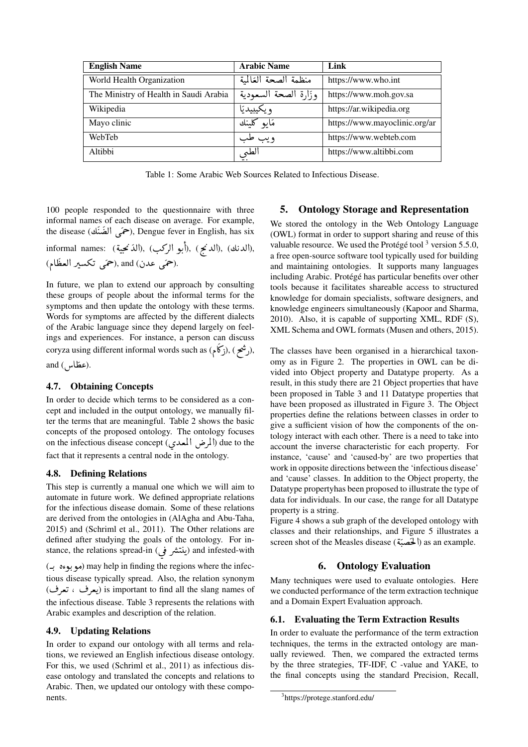| English Name | Arabic Name | Link |
| --- | --- | --- |
| World Health Organization | منظمة الصحة العَالمية | https://www.who.int |
| The Ministry of Health in Saudi Arabia | وزَارة الصحة السعودية | https://www.moh.gov.sa |
| Wikipedia | ويكيبيديَا | https://ar.wikipedia.org |
| Mayo clinic | مَايو كلينك | https://www.mayoclinic.org/ar |
| WebTeb | ويب طب | https://www.webteb.com |
| Altibbi | الطبي | https://www.altibbi.com |

Table 1: Some Arabic Web Sources Related to Infectious Disease.

100 people responded to the questionnaire with three informal names of each disease on average. For example, the disease (حمَى الضَنك), Dengue fever in English, has six informal names: (الدَنجية), (أبو الركب), (الدنج), (الدنك), (حمَى تكسير العظَام), and (حمَى عدن).

In future, we plan to extend our approach by consulting these groups of people about the informal terms for the symptoms and then update the ontology with these terms. Words for symptoms are affected by the different dialects of the Arabic language since they depend largely on feelings and experiences. For instance, a person can discuss coryza using different informal words such as (زكَام), (رشح), and (عطَاس).

### 4.7. Obtaining Concepts

In order to decide which terms to be considered as a concept and included in the output ontology, we manually filter the terms that are meaningful. Table 2 shows the basic concepts of the proposed ontology. The ontology focuses on the infectious disease concept (المرض المعدي) due to the fact that it represents a central node in the ontology.

### 4.8. Defining Relations

This step is currently a manual one which we will aim to automate in future work. We defined appropriate relations for the infectious disease domain. Some of these relations are derived from the ontologies in (AlAgha and Abu-Taha, 2015) and (Schriml et al., 2011). The Other relations are defined after studying the goals of the ontology. For instance, the relations spread-in (ينتشر في) and infested-with (موبوءه بـ) may help in finding the regions where the infectious disease typically spread. Also, the relation synonym (يعرف ، تعرف) is important to find all the slang names of the infectious disease. Table 3 represents the relations with Arabic examples and description of the relation.

### 4.9. Updating Relations

In order to expand our ontology with all terms and relations, we reviewed an English infectious disease ontology. For this, we used (Schriml et al., 2011) as infectious disease ontology and translated the concepts and relations to Arabic. Then, we updated our ontology with these components.

## 5. Ontology Storage and Representation

We stored the ontology in the Web Ontology Language (OWL) format in order to support sharing and reuse of this valuable resource. We used the Protégé tool [3] version 5.5.0, a free open-source software tool typically used for building and maintaining ontologies. It supports many languages including Arabic. Protégé has particular benefits over other tools because it facilitates shareable access to structured knowledge for domain specialists, software designers, and knowledge engineers simultaneously (Kapoor and Sharma, 2010). Also, it is capable of supporting XML, RDF (S), XML Schema and OWL formats (Musen and others, 2015).

The classes have been organised in a hierarchical taxonomy as in Figure 2. The properties in OWL can be divided into Object property and Datatype property. As a result, in this study there are 21 Object properties that have been proposed in Table 3 and 11 Datatype properties that have been proposed as illustrated in Figure 3. The Object properties define the relations between classes in order to give a sufficient vision of how the components of the ontology interact with each other. There is a need to take into account the inverse characteristic for each property. For instance, 'cause' and 'caused-by' are two properties that work in opposite directions between the 'infectious disease' and 'cause' classes. In addition to the Object property, the Datatype propertyhas been proposed to illustrate the type of data for individuals. In our case, the range for all Datatype property is a string.
Figure 4 shows a sub graph of the developed ontology with classes and their relationships, and Figure 5 illustrates a screen shot of the Measles disease (الحَصبَة) as an example.

## 6. Ontology Evaluation

Many techniques were used to evaluate ontologies. Here we conducted performance of the term extraction technique and a Domain Expert Evaluation approach.

### 6.1. Evaluating the Term Extraction Results

In order to evaluate the performance of the term extraction techniques, the terms in the extracted ontology are manually reviewed. Then, we compared the extracted terms by the three strategies, TF-IDF, C -value and YAKE, to the final concepts using the standard Precision, Recall,

[3] https://protege.stanford.edu/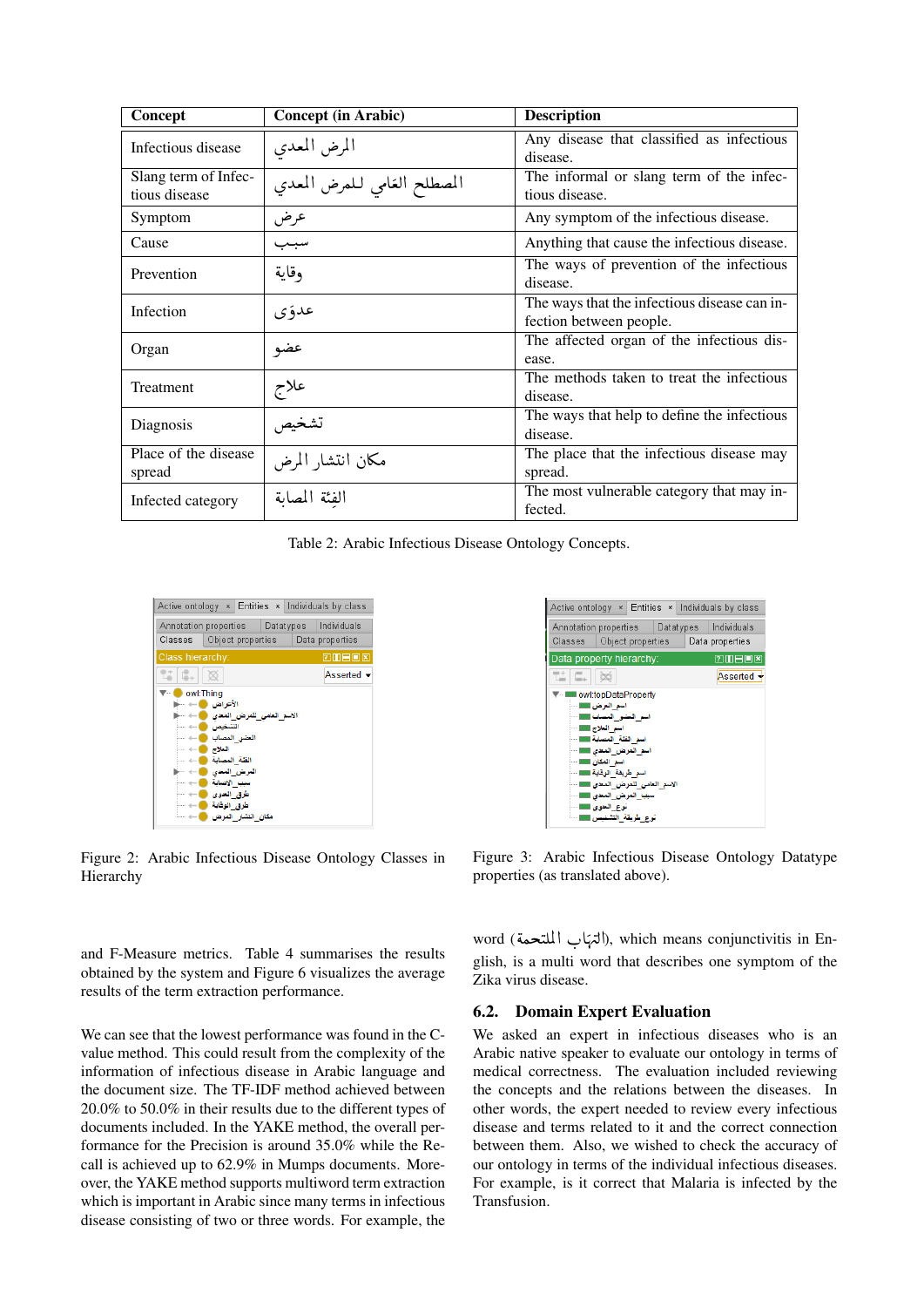| Concept | Concept (in Arabic) | Description |
|---|---|---|
| Infectious disease | المرض المعدي | Any disease that classified as infectious disease. |
| Slang term of Infectious disease | المصطلح العامي لـلمرض المعدي | The informal or slang term of the infectious disease. |
| Symptom | عرض | Any symptom of the infectious disease. |
| Cause | سبب | Anything that cause the infectious disease. |
| Prevention | وقاية | The ways of prevention of the infectious disease. |
| Infection | عدوَى | The ways that the infectious disease can infection between people. |
| Organ | عضو | The affected organ of the infectious disease. |
| Treatment | علاج | The methods taken to treat the infectious disease. |
| Diagnosis | تشخيص | The ways that help to define the infectious disease. |
| Place of the disease spread | مكان انتشار المرض | The place that the infectious disease may spread. |
| Infected category | الفئة المصابة | The most vulnerable category that may infected. |

Table 2: Arabic Infectious Disease Ontology Concepts.

Figure 2: Arabic Infectious Disease Ontology Classes in Hierarchy

Figure 3: Arabic Infectious Disease Ontology Datatype properties (as translated above).

and F-Measure metrics. Table 4 summarises the results obtained by the system and Figure 6 visualizes the average results of the term extraction performance.

We can see that the lowest performance was found in the C-value method. This could result from the complexity of the information of infectious disease in Arabic language and the document size. The TF-IDF method achieved between 20.0% to 50.0% in their results due to the different types of documents included. In the YAKE method, the overall performance for the Precision is around 35.0% while the Recall is achieved up to 62.9% in Mumps documents. Moreover, the YAKE method supports multiword term extraction which is important in Arabic since many terms in infectious disease consisting of two or three words. For example, the word (التهاب الملتحمة), which means conjunctivitis in English, is a multi word that describes one symptom of the Zika virus disease.

## 6.2. Domain Expert Evaluation

We asked an expert in infectious diseases who is an Arabic native speaker to evaluate our ontology in terms of medical correctness. The evaluation included reviewing the concepts and the relations between the diseases. In other words, the expert needed to review every infectious disease and terms related to it and the correct connection between them. Also, we wished to check the accuracy of our ontology in terms of the individual infectious diseases. For example, is it correct that Malaria is infected by the Transfusion.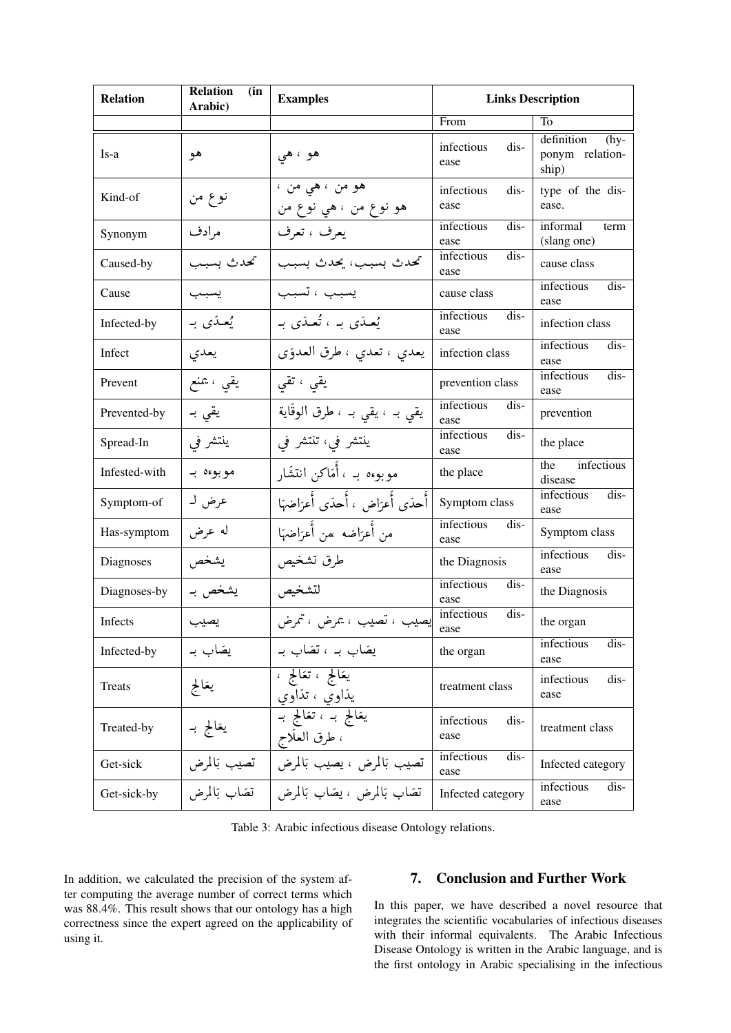| Relation | Relation (in Arabic) | Examples | Links Description | |
|---|---|---|---|---|
| | | | From | To |
| Is-a | هو | هو ، هي | infectious disease | definition (hyponym relationship) |
| Kind-of | نوع من | هو من ، هي من ، هو نوع من ، هي نوع من | infectious disease | type of the disease. |
| Synonym | مرادف | يعرف ، تعرف | infectious disease | informal term (slang one) |
| Caused-by | تحدث بسبب | تحدث بسبب، يحدث بسبب | infectious disease | cause class |
| Cause | يسبب | يسبب ، تسبب | cause class | infectious disease |
| Infected-by | يُعدَى بـ | يُعدَى بـ ، تُعدَى بـ | infectious disease | infection class |
| Infect | يعدي | يعدي ، تعدي ، طرق العدوَى | infection class | infectious disease |
| Prevent | يقي ، يمنع | يقي ، تقي | prevention class | infectious disease |
| Prevented-by | يقي بـ | يقي بـ ، يقي بـ ، طرق الوقَاية | infectious disease | prevention |
| Spread-In | ينتشر في | ينتشر في، تنتشر في | infectious disease | the place |
| Infested-with | موبوءه بـ | موبوءه بـ ، أمَاكن انتشَار | the place | the infectious disease |
| Symptom-of | عرض لـ | أحدَى أعرَاض ، أحدَى أعرَاضهَا | Symptom class | infectious disease |
| Has-symptom | له عرض | من أعرَاضه ،من أعرَاضهَا | infectious disease | Symptom class |
| Diagnoses | يشخص | طرق تشخيص | the Diagnosis | infectious disease |
| Diagnoses-by | يشخص بـ | لتشخيص | infectious disease | the Diagnosis |
| Infects | يصيب | يصيب ، تصيب ، يمرض ، تمرض | infectious disease | the organ |
| Infected-by | يصَاب بـ | يصَاب بـ ، تصَاب بـ | the organ | infectious disease |
| Treats | يعَالج | يعَالج ، تعَالج ، يدَاوي ، تدَاوي | treatment class | infectious disease |
| Treated-by | يعَالج بـ | يعَالج بـ ، تعَالج بـ ، طرق العلَاج | infectious disease | treatment class |
| Get-sick | تصيب بَالمرض | تصيب بَالمرض ، يصيب بَالمرض | infectious disease | Infected category |
| Get-sick-by | تصَاب بَالمرض | تصَاب بَالمرض ، يصَاب بَالمرض | Infected category | infectious disease |

Table 3: Arabic infectious disease Ontology relations.

In addition, we calculated the precision of the system after computing the average number of correct terms which was 88.4%. This result shows that our ontology has a high correctness since the expert agreed on the applicability of using it.

## 7. Conclusion and Further Work

In this paper, we have described a novel resource that integrates the scientific vocabularies of infectious diseases with their informal equivalents. The Arabic Infectious Disease Ontology is written in the Arabic language, and is the first ontology in Arabic specialising in the infectious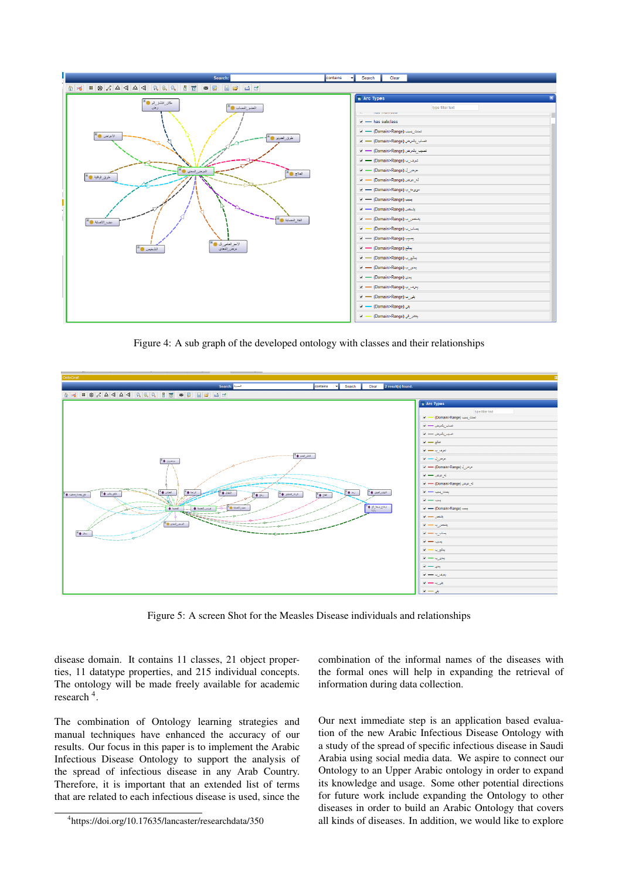Figure 4: A sub graph of the developed ontology with classes and their relationships

Figure 5: A screen Shot for the Measles Disease individuals and relationships

disease domain. It contains 11 classes, 21 object properties, 11 datatype properties, and 215 individual concepts. The ontology will be made freely available for academic research [4].

The combination of Ontology learning strategies and manual techniques have enhanced the accuracy of our results. Our focus in this paper is to implement the Arabic Infectious Disease Ontology to support the analysis of the spread of infectious disease in any Arab Country. Therefore, it is important that an extended list of terms that are related to each infectious disease is used, since the combination of the informal names of the diseases with the formal ones will help in expanding the retrieval of information during data collection.

Our next immediate step is an application based evaluation of the new Arabic Infectious Disease Ontology with a study of the spread of specific infectious disease in Saudi Arabia using social media data. We aspire to connect our Ontology to an Upper Arabic ontology in order to expand its knowledge and usage. Some other potential directions for future work include expanding the Ontology to other diseases in order to build an Arabic Ontology that covers all kinds of diseases. In addition, we would like to explore

[4] https://doi.org/10.17635/lancaster/researchdata/350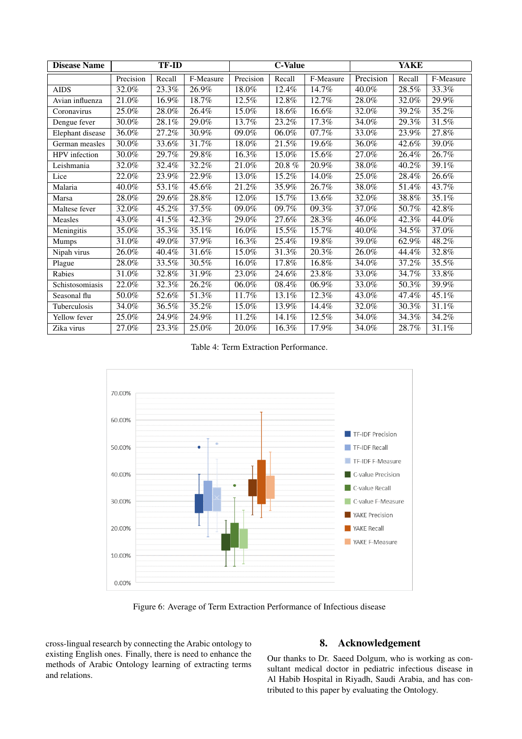| Disease Name | TF-ID | | | C-Value | | | YAKE | | |
|---|---|---|---|---|---|---|---|---|---|
| | Precision | Recall | F-Measure | Precision | Recall | F-Measure | Precision | Recall | F-Measure |
| AIDS | 32.0% | 23.3% | 26.9% | 18.0% | 12.4% | 14.7% | 40.0% | 28.5% | 33.3% |
| Avian influenza | 21.0% | 16.9% | 18.7% | 12.5% | 12.8% | 12.7% | 28.0% | 32.0% | 29.9% |
| Coronavirus | 25.0% | 28.0% | 26.4% | 15.0% | 18.6% | 16.6% | 32.0% | 39.2% | 35.2% |
| Dengue fever | 30.0% | 28.1% | 29.0% | 13.7% | 23.2% | 17.3% | 34.0% | 29.3% | 31.5% |
| Elephant disease | 36.0% | 27.2% | 30.9% | 09.0% | 06.0% | 07.7% | 33.0% | 23.9% | 27.8% |
| German measles | 30.0% | 33.6% | 31.7% | 18.0% | 21.5% | 19.6% | 36.0% | 42.6% | 39.0% |
| HPV infection | 30.0% | 29.7% | 29.8% | 16.3% | 15.0% | 15.6% | 27.0% | 26.4% | 26.7% |
| Leishmania | 32.0% | 32.4% | 32.2% | 21.0% | 20.8 % | 20.9% | 38.0% | 40.2% | 39.1% |
| Lice | 22.0% | 23.9% | 22.9% | 13.0% | 15.2% | 14.0% | 25.0% | 28.4% | 26.6% |
| Malaria | 40.0% | 53.1% | 45.6% | 21.2% | 35.9% | 26.7% | 38.0% | 51.4% | 43.7% |
| Marsa | 28.0% | 29.6% | 28.8% | 12.0% | 15.7% | 13.6% | 32.0% | 38.8% | 35.1% |
| Maltese fever | 32.0% | 45.2% | 37.5% | 09.0% | 09.7% | 09.3% | 37.0% | 50.7% | 42.8% |
| Measles | 43.0% | 41.5% | 42.3% | 29.0% | 27.6% | 28.3% | 46.0% | 42.3% | 44.0% |
| Meningitis | 35.0% | 35.3% | 35.1% | 16.0% | 15.5% | 15.7% | 40.0% | 34.5% | 37.0% |
| Mumps | 31.0% | 49.0% | 37.9% | 16.3% | 25.4% | 19.8% | 39.0% | 62.9% | 48.2% |
| Nipah virus | 26.0% | 40.4% | 31.6% | 15.0% | 31.3% | 20.3% | 26.0% | 44.4% | 32.8% |
| Plague | 28.0% | 33.5% | 30.5% | 16.0% | 17.8% | 16.8% | 34.0% | 37.2% | 35.5% |
| Rabies | 31.0% | 32.8% | 31.9% | 23.0% | 24.6% | 23.8% | 33.0% | 34.7% | 33.8% |
| Schistosomiasis | 22.0% | 32.3% | 26.2% | 06.0% | 08.4% | 06.9% | 33.0% | 50.3% | 39.9% |
| Seasonal flu | 50.0% | 52.6% | 51.3% | 11.7% | 13.1% | 12.3% | 43.0% | 47.4% | 45.1% |
| Tuberculosis | 34.0% | 36.5% | 35.2% | 15.0% | 13.9% | 14.4% | 32.0% | 30.3% | 31.1% |
| Yellow fever | 25.0% | 24.9% | 24.9% | 11.2% | 14.1% | 12.5% | 34.0% | 34.3% | 34.2% |
| Zika virus | 27.0% | 23.3% | 25.0% | 20.0% | 16.3% | 17.9% | 34.0% | 28.7% | 31.1% |

Table 4: Term Extraction Performance.

Figure 6: Average of Term Extraction Performance of Infectious disease

cross-lingual research by connecting the Arabic ontology to existing English ones. Finally, there is need to enhance the methods of Arabic Ontology learning of extracting terms and relations.

## 8. Acknowledgement

Our thanks to Dr. Saeed Dolgum, who is working as consultant medical doctor in pediatric infectious disease in Al Habib Hospital in Riyadh, Saudi Arabia, and has contributed to this paper by evaluating the Ontology.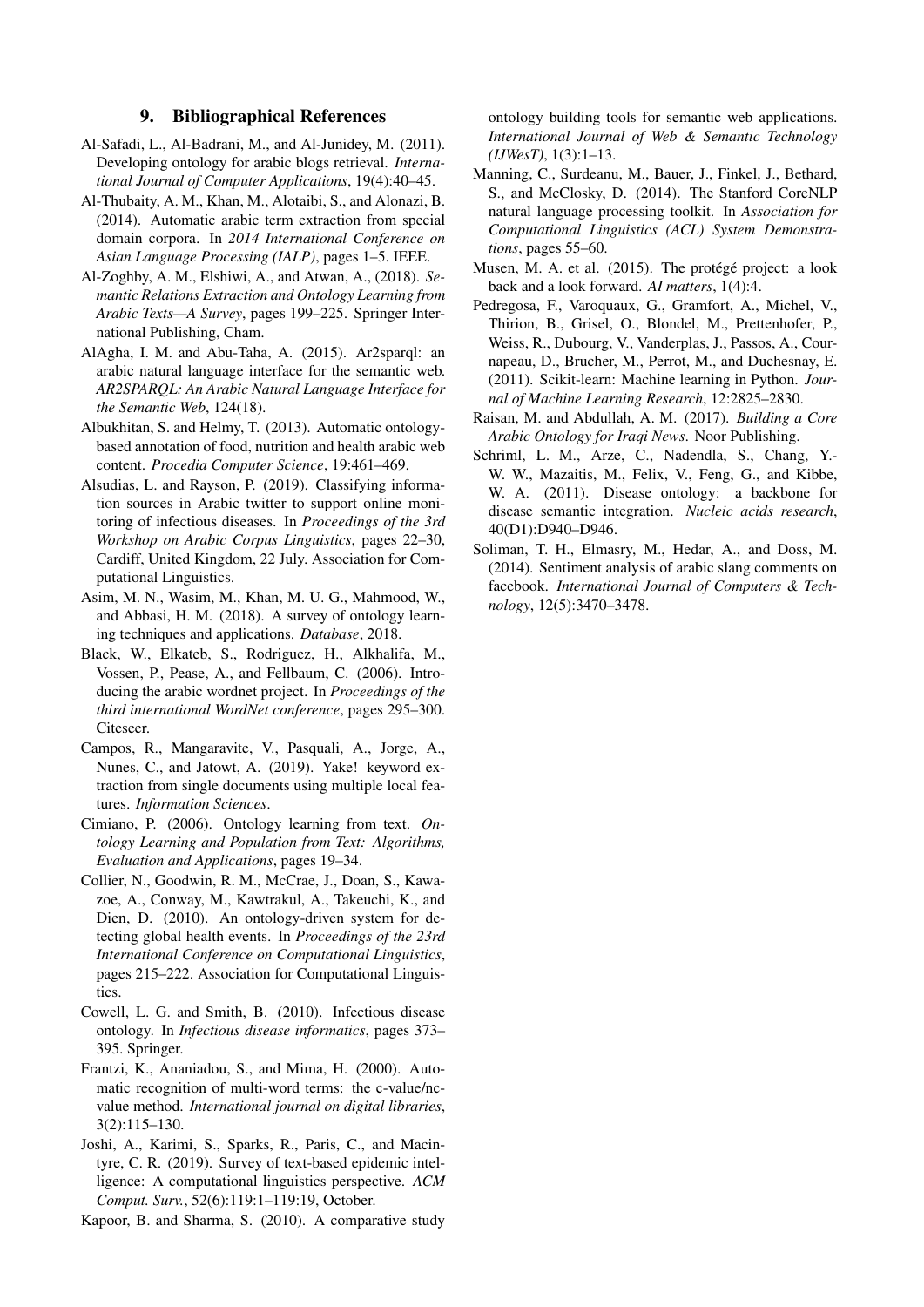## 9. Bibliographical References

Al-Safadi, L., Al-Badrani, M., and Al-Junidey, M. (2011). Developing ontology for arabic blogs retrieval. *International Journal of Computer Applications*, 19(4):40–45.

Al-Thubaity, A. M., Khan, M., Alotaibi, S., and Alonazi, B. (2014). Automatic arabic term extraction from special domain corpora. In *2014 International Conference on Asian Language Processing (IALP)*, pages 1–5. IEEE.

Al-Zoghby, A. M., Elshiwi, A., and Atwan, A., (2018). *Semantic Relations Extraction and Ontology Learning from Arabic Texts—A Survey*, pages 199–225. Springer International Publishing, Cham.

AlAgha, I. M. and Abu-Taha, A. (2015). Ar2sparql: an arabic natural language interface for the semantic web. *AR2SPARQL: An Arabic Natural Language Interface for the Semantic Web*, 124(18).

Albukhitan, S. and Helmy, T. (2013). Automatic ontology-based annotation of food, nutrition and health arabic web content. *Procedia Computer Science*, 19:461–469.

Alsudias, L. and Rayson, P. (2019). Classifying information sources in Arabic twitter to support online monitoring of infectious diseases. In *Proceedings of the 3rd Workshop on Arabic Corpus Linguistics*, pages 22–30, Cardiff, United Kingdom, 22 July. Association for Computational Linguistics.

Asim, M. N., Wasim, M., Khan, M. U. G., Mahmood, W., and Abbasi, H. M. (2018). A survey of ontology learning techniques and applications. *Database*, 2018.

Black, W., Elkateb, S., Rodriguez, H., Alkhalifa, M., Vossen, P., Pease, A., and Fellbaum, C. (2006). Introducing the arabic wordnet project. In *Proceedings of the third international WordNet conference*, pages 295–300. Citeseer.

Campos, R., Mangaravite, V., Pasquali, A., Jorge, A., Nunes, C., and Jatowt, A. (2019). Yake! keyword extraction from single documents using multiple local features. *Information Sciences*.

Cimiano, P. (2006). Ontology learning from text. *Ontology Learning and Population from Text: Algorithms, Evaluation and Applications*, pages 19–34.

Collier, N., Goodwin, R. M., McCrae, J., Doan, S., Kawazoe, A., Conway, M., Kawtrakul, A., Takeuchi, K., and Dien, D. (2010). An ontology-driven system for detecting global health events. In *Proceedings of the 23rd International Conference on Computational Linguistics*, pages 215–222. Association for Computational Linguistics.

Cowell, L. G. and Smith, B. (2010). Infectious disease ontology. In *Infectious disease informatics*, pages 373–395. Springer.

Frantzi, K., Ananiadou, S., and Mima, H. (2000). Automatic recognition of multi-word terms: the c-value/nc-value method. *International journal on digital libraries*, 3(2):115–130.

Joshi, A., Karimi, S., Sparks, R., Paris, C., and Macintyre, C. R. (2019). Survey of text-based epidemic intelligence: A computational linguistics perspective. *ACM Comput. Surv.*, 52(6):119:1–119:19, October.

Kapoor, B. and Sharma, S. (2010). A comparative study ontology building tools for semantic web applications. *International Journal of Web & Semantic Technology (IJWesT)*, 1(3):1–13.

Manning, C., Surdeanu, M., Bauer, J., Finkel, J., Bethard, S., and McClosky, D. (2014). The Stanford CoreNLP natural language processing toolkit. In *Association for Computational Linguistics (ACL) System Demonstrations*, pages 55–60.

Musen, M. A. et al. (2015). The protégé project: a look back and a look forward. *AI matters*, 1(4):4.

Pedregosa, F., Varoquaux, G., Gramfort, A., Michel, V., Thirion, B., Grisel, O., Blondel, M., Prettenhofer, P., Weiss, R., Dubourg, V., Vanderplas, J., Passos, A., Cournapeau, D., Brucher, M., Perrot, M., and Duchesnay, E. (2011). Scikit-learn: Machine learning in Python. *Journal of Machine Learning Research*, 12:2825–2830.

Raisan, M. and Abdullah, A. M. (2017). *Building a Core Arabic Ontology for Iraqi News*. Noor Publishing.

Schriml, L. M., Arze, C., Nadendla, S., Chang, Y.-W. W., Mazaitis, M., Felix, V., Feng, G., and Kibbe, W. A. (2011). Disease ontology: a backbone for disease semantic integration. *Nucleic acids research*, 40(D1):D940–D946.

Soliman, T. H., Elmasry, M., Hedar, A., and Doss, M. (2014). Sentiment analysis of arabic slang comments on facebook. *International Journal of Computers & Technology*, 12(5):3470–3478.